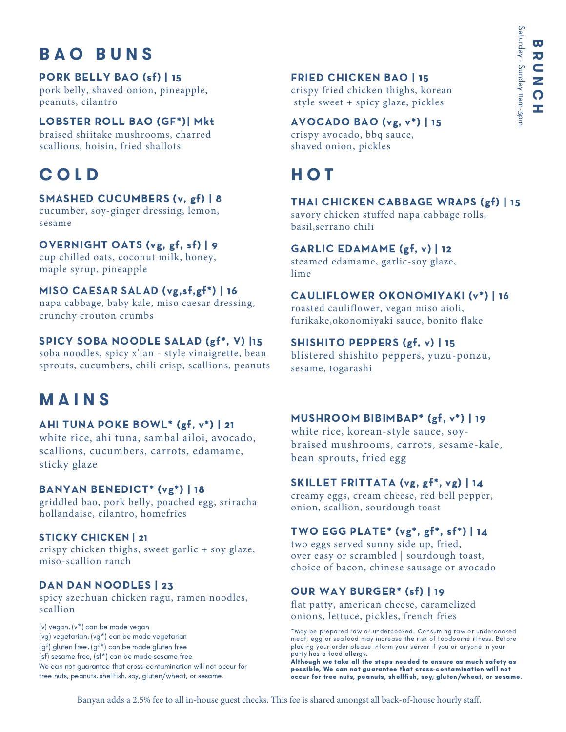# BRUNCH

Saturday + Sunday 11am-3pm

## BAO BUNS

### PORK BELLY BAO (sf) | 15
pork belly, shaved onion, pineapple, peanuts, cilantro

### LOBSTER ROLL BAO (GF*)| Mkt
braised shiitake mushrooms, charred scallions, hoisin, fried shallots

### FRIED CHICKEN BAO | 15
crispy fried chicken thighs, korean style sweet + spicy glaze, pickles

### AVOCADO BAO (vg, v*) | 15
crispy avocado, bbq sauce, shaved onion, pickles

## COLD

### SMASHED CUCUMBERS (v, gf) | 8
cucumber, soy-ginger dressing, lemon, sesame

### OVERNIGHT OATS (vg, gf, sf) | 9
cup chilled oats, coconut milk, honey, maple syrup, pineapple

### MISO CAESAR SALAD (vg,sf,gf*) | 16
napa cabbage, baby kale, miso caesar dressing, crunchy crouton crumbs

### SPICY SOBA NOODLE SALAD (gf*, V) |15
soba noodles, spicy x'ian - style vinaigrette, bean sprouts, cucumbers, chili crisp, scallions, peanuts

## HOT

### THAI CHICKEN CABBAGE WRAPS (gf) | 15
savory chicken stuffed napa cabbage rolls, basil,serrano chili

### GARLIC EDAMAME (gf, v) | 12
steamed edamame, garlic-soy glaze, lime

### CAULIFLOWER OKONOMIYAKI (v*) | 16
roasted cauliflower, vegan miso aioli, furikake,okonomiyaki sauce, bonito flake

### SHISHITO PEPPERS (gf, v) | 15
blistered shishito peppers, yuzu-ponzu, sesame, togarashi

## MAINS

### AHI TUNA POKE BOWL* (gf, v*) | 21
white rice, ahi tuna, sambal ailoi, avocado, scallions, cucumbers, carrots, edamame, sticky glaze

### BANYAN BENEDICT* (vg*) | 18
griddled bao, pork belly, poached egg, sriracha hollandaise, cilantro, homefries

### STICKY CHICKEN | 21
crispy chicken thighs, sweet garlic + soy glaze, miso-scallion ranch

### DAN DAN NOODLES | 23
spicy szechuan chicken ragu, ramen noodles, scallion

### MUSHROOM BIBIMBAP* (gf, v*) | 19
white rice, korean-style sauce, soy-braised mushrooms, carrots, sesame-kale, bean sprouts, fried egg

### SKILLET FRITTATA (vg, gf*, vg) | 14
creamy eggs, cream cheese, red bell pepper, onion, scallion, sourdough toast

### TWO EGG PLATE* (vg*, gf*, sf*) | 14
two eggs served sunny side up, fried, over easy or scrambled | sourdough toast, choice of bacon, chinese sausage or avocado

### OUR WAY BURGER* (sf) | 19
flat patty, american cheese, caramelized onions, lettuce, pickles, french fries

(v) vegan, (v*) can be made vegan
(vg) vegetarian, (vg*) can be made vegetarian
(gf) gluten free, (gf*) can be made gluten free
(sf) sesame free, (sf*) can be made sesame free
We can not guarantee that cross-contamination will not occur for tree nuts, peanuts, shellfish, soy, gluten/wheat, or sesame.

*May be prepared raw or undercooked. Consuming raw or undercooked meat, egg or seafood may increase the risk of foodborne illness. Before placing your order please inform your server if you or anyone in your party has a food allergy.
**Although we take all the steps needed to ensure as much safety as possible, We can not guarantee that cross-contamination will not occur for tree nuts, peanuts, shellfish, soy, gluten/wheat, or sesame.**

Banyan adds a 2.5% fee to all in-house guest checks. This fee is shared amongst all back-of-house hourly staff.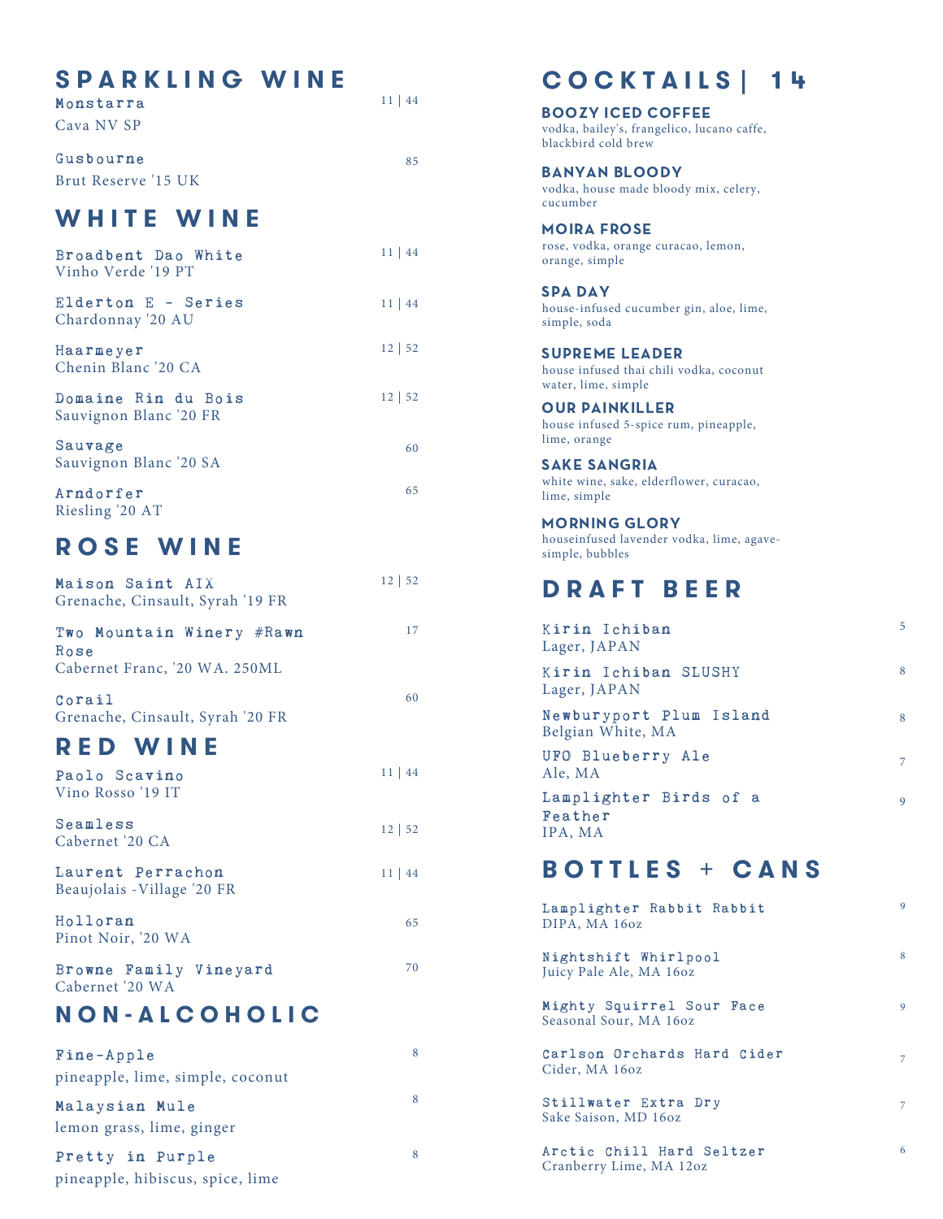## SPARKLING WINE

**Monstarra** — 11 | 44
Cava NV SP

**Gusbourne** — 85
Brut Reserve '15 UK

## WHITE WINE

**Broadbent Dao White** — 11 | 44
Vinho Verde '19 PT

**Elderton E - Series** — 11 | 44
Chardonnay '20 AU

**Haarmeyer** — 12 | 52
Chenin Blanc '20 CA

**Domaine Rin du Bois** — 12 | 52
Sauvignon Blanc '20 FR

**Sauvage** — 60
Sauvignon Blanc '20 SA

**Arndorfer** — 65
Riesling '20 AT

## ROSE WINE

**Maison Saint AIX** — 12 | 52
Grenache, Cinsault, Syrah '19 FR

**Two Mountain Winery #Rawn Rose** — 17
Cabernet Franc, '20 WA. 250ML

**Corail** — 60
Grenache, Cinsault, Syrah '20 FR

## RED WINE

**Paolo Scavino** — 11 | 44
Vino Rosso '19 IT

**Seamless** — 12 | 52
Cabernet '20 CA

**Laurent Perrachon** — 11 | 44
Beaujolais -Village '20 FR

**Holloran** — 65
Pinot Noir, '20 WA

**Browne Family Vineyard** — 70
Cabernet '20 WA

## NON-ALCOHOLIC

**Fine-Apple** — 8
pineapple, lime, simple, coconut

**Malaysian Mule** — 8
lemon grass, lime, ginger

**Pretty in Purple** — 8
pineapple, hibiscus, spice, lime

## COCKTAILS| 14

**BOOZY ICED COFFEE**
vodka, bailey's, frangelico, lucano caffe, blackbird cold brew

**BANYAN BLOODY**
vodka, house made bloody mix, celery, cucumber

**MOIRA FROSE**
rose, vodka, orange curacao, lemon, orange, simple

**SPA DAY**
house-infused cucumber gin, aloe, lime, simple, soda

**SUPREME LEADER**
house infused thai chili vodka, coconut water, lime, simple

**OUR PAINKILLER**
house infused 5-spice rum, pineapple, lime, orange

**SAKE SANGRIA**
white wine, sake, elderflower, curacao, lime, simple

**MORNING GLORY**
houseinfused lavender vodka, lime, agave-simple, bubbles

## DRAFT BEER

**Kirin Ichiban** — 5
Lager, JAPAN

**Kirin Ichiban SLUSHY** — 8
Lager, JAPAN

**Newburyport Plum Island** — 8
Belgian White, MA

**UFO Blueberry Ale** — 7
Ale, MA

**Lamplighter Birds of a Feather** — 9
IPA, MA

## BOTTLES + CANS

**Lamplighter Rabbit Rabbit** — 9
DIPA, MA 16oz

**Nightshift Whirlpool** — 8
Juicy Pale Ale, MA 16oz

**Mighty Squirrel Sour Face** — 9
Seasonal Sour, MA 16oz

**Carlson Orchards Hard Cider** — 7
Cider, MA 16oz

**Stillwater Extra Dry** — 7
Sake Saison, MD 16oz

**Arctic Chill Hard Seltzer** — 6
Cranberry Lime, MA 12oz